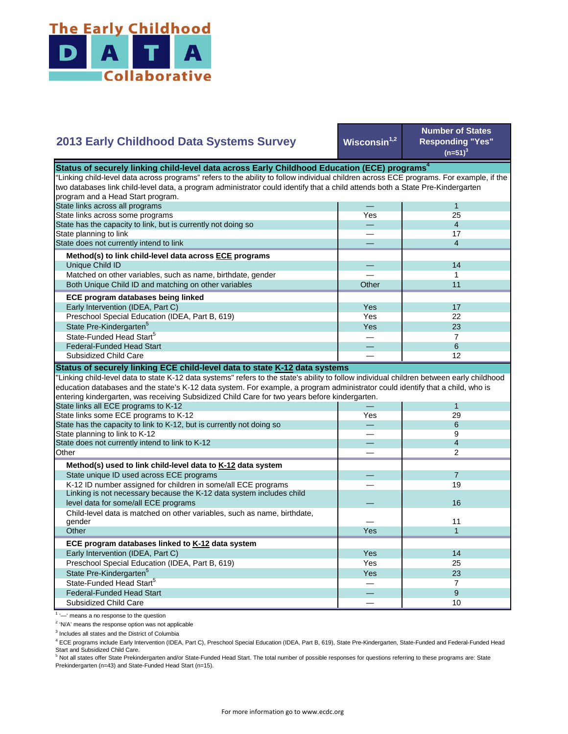# The Early Childhood DATA Collaborative

## 2013 Early Childhood Data Systems Survey

| | Wisconsin[1,2] | Number of States Responding "Yes" (n=51)[3] |
|---|---|---|
| **Status of securely linking child-level data across Early Childhood Education (ECE) programs[4]** | | |
| "Linking child-level data across programs" refers to the ability to follow individual children across ECE programs. For example, if the two databases link child-level data, a program administrator could identify that a child attends both a State Pre-Kindergarten program and a Head Start program. | | |
| State links across all programs | — | 1 |
| State links across some programs | Yes | 25 |
| State has the capacity to link, but is currently not doing so | — | 4 |
| State planning to link | — | 17 |
| State does not currently intend to link | — | 4 |
| **Method(s) to link child-level data across ECE programs** | | |
| Unique Child ID | — | 14 |
| Matched on other variables, such as name, birthdate, gender | — | 1 |
| Both Unique Child ID and matching on other variables | Other | 11 |
| **ECE program databases being linked** | | |
| Early Intervention (IDEA, Part C) | Yes | 17 |
| Preschool Special Education (IDEA, Part B, 619) | Yes | 22 |
| State Pre-Kindergarten[5] | Yes | 23 |
| State-Funded Head Start[5] | — | 7 |
| Federal-Funded Head Start | — | 6 |
| Subsidized Child Care | — | 12 |
| **Status of securely linking ECE child-level data to state K-12 data systems** | | |
| "Linking child-level data to state K-12 data systems" refers to the state's ability to follow individual children between early childhood education databases and the state's K-12 data system. For example, a program administrator could identify that a child, who is entering kindergarten, was receiving Subsidized Child Care for two years before kindergarten. | | |
| State links all ECE programs to K-12 | — | 1 |
| State links some ECE programs to K-12 | Yes | 29 |
| State has the capacity to link to K-12, but is currently not doing so | — | 6 |
| State planning to link to K-12 | — | 9 |
| State does not currently intend to link to K-12 | — | 4 |
| Other | — | 2 |
| **Method(s) used to link child-level data to K-12 data system** | | |
| State unique ID used across ECE programs | — | 7 |
| K-12 ID number assigned for children in some/all ECE programs | — | 19 |
| Linking is not necessary because the K-12 data system includes child level data for some/all ECE programs | — | 16 |
| Child-level data is matched on other variables, such as name, birthdate, gender | — | 11 |
| Other | Yes | 1 |
| **ECE program databases linked to K-12 data system** | | |
| Early Intervention (IDEA, Part C) | Yes | 14 |
| Preschool Special Education (IDEA, Part B, 619) | Yes | 25 |
| State Pre-Kindergarten[5] | Yes | 23 |
| State-Funded Head Start[5] | — | 7 |
| Federal-Funded Head Start | — | 9 |
| Subsidized Child Care | — | 10 |

[1] '—' means a no response to the question

[2] 'N/A' means the response option was not applicable

[3] Includes all states and the District of Columbia

[4] ECE programs include Early Intervention (IDEA, Part C), Preschool Special Education (IDEA, Part B, 619), State Pre-Kindergarten, State-Funded and Federal-Funded Head Start and Subsidized Child Care.

[5] Not all states offer State Prekindergarten and/or State-Funded Head Start. The total number of possible responses for questions referring to these programs are: State Prekindergarten (n=43) and State-Funded Head Start (n=15).

For more information go to www.ecdc.org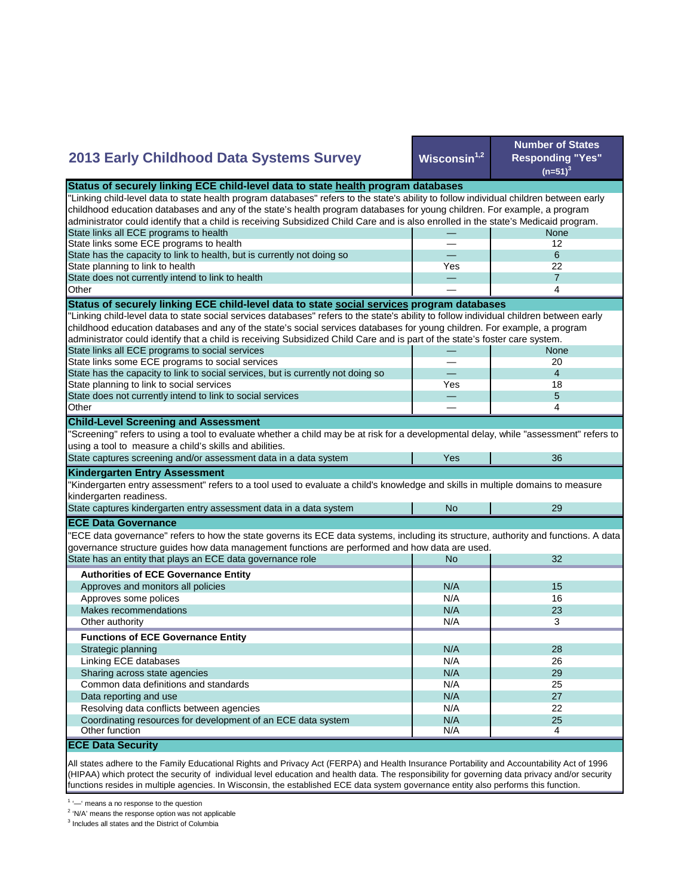| 2013 Early Childhood Data Systems Survey | Wisconsin[1,2] | Number of States Responding "Yes" (n=51)[3] |
|---|---|---|
| **Status of securely linking ECE child-level data to state health program databases** | | |
| "Linking child-level data to state health program databases" refers to the state's ability to follow individual children between early childhood education databases and any of the state's health program databases for young children. For example, a program administrator could identify that a child is receiving Subsidized Child Care and is also enrolled in the state's Medicaid program. | | |
| State links all ECE programs to health | — | None |
| State links some ECE programs to health | — | 12 |
| State has the capacity to link to health, but is currently not doing so | — | 6 |
| State planning to link to health | Yes | 22 |
| State does not currently intend to link to health | — | 7 |
| Other | — | 4 |
| **Status of securely linking ECE child-level data to state social services program databases** | | |
| "Linking child-level data to state social services databases" refers to the state's ability to follow individual children between early childhood education databases and any of the state's social services databases for young children. For example, a program administrator could identify that a child is receiving Subsidized Child Care and is part of the state's foster care system. | | |
| State links all ECE programs to social services | — | None |
| State links some ECE programs to social services | — | 20 |
| State has the capacity to link to social services, but is currently not doing so | — | 4 |
| State planning to link to social services | Yes | 18 |
| State does not currently intend to link to social services | — | 5 |
| Other | — | 4 |
| **Child-Level Screening and Assessment** | | |
| "Screening" refers to using a tool to evaluate whether a child may be at risk for a developmental delay, while "assessment" refers to using a tool to measure a child's skills and abilities. | | |
| State captures screening and/or assessment data in a data system | Yes | 36 |
| **Kindergarten Entry Assessment** | | |
| "Kindergarten entry assessment" refers to a tool used to evaluate a child's knowledge and skills in multiple domains to measure kindergarten readiness. | | |
| State captures kindergarten entry assessment data in a data system | No | 29 |
| **ECE Data Governance** | | |
| "ECE data governance" refers to how the state governs its ECE data systems, including its structure, authority and functions. A data governance structure guides how data management functions are performed and how data are used. | | |
| State has an entity that plays an ECE data governance role | No | 32 |
| **Authorities of ECE Governance Entity** | | |
| Approves and monitors all policies | N/A | 15 |
| Approves some polices | N/A | 16 |
| Makes recommendations | N/A | 23 |
| Other authority | N/A | 3 |
| **Functions of ECE Governance Entity** | | |
| Strategic planning | N/A | 28 |
| Linking ECE databases | N/A | 26 |
| Sharing across state agencies | N/A | 29 |
| Common data definitions and standards | N/A | 25 |
| Data reporting and use | N/A | 27 |
| Resolving data conflicts between agencies | N/A | 22 |
| Coordinating resources for development of an ECE data system | N/A | 25 |
| Other function | N/A | 4 |
| **ECE Data Security** | | |
| All states adhere to the Family Educational Rights and Privacy Act (FERPA) and Health Insurance Portability and Accountability Act of 1996 (HIPAA) which protect the security of individual level education and health data. The responsibility for governing data privacy and/or security functions resides in multiple agencies. In Wisconsin, the established ECE data system governance entity also performs this function. | | |

[1] '—' means a no response to the question

[2] 'N/A' means the response option was not applicable

[3] Includes all states and the District of Columbia